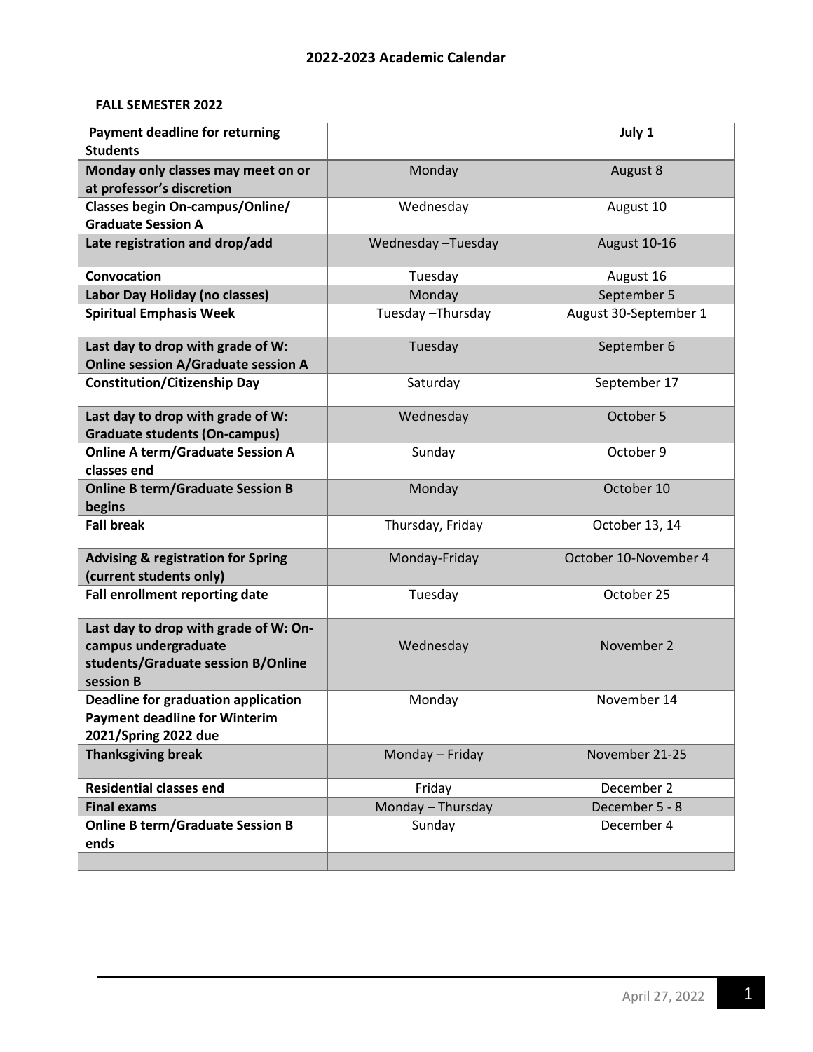# 2022-2023 Academic Calendar

**FALL SEMESTER 2022**

| **Payment deadline for returning Students** | | **July 1** |
|---|---|---|
| **Monday only classes may meet on or at professor's discretion** | Monday | August 8 |
| **Classes begin On-campus/Online/ Graduate Session A** | Wednesday | August 10 |
| **Late registration and drop/add** | Wednesday –Tuesday | August 10-16 |
| **Convocation** | Tuesday | August 16 |
| **Labor Day Holiday (no classes)** | Monday | September 5 |
| **Spiritual Emphasis Week** | Tuesday –Thursday | August 30-September 1 |
| **Last day to drop with grade of W: Online session A/Graduate session A** | Tuesday | September 6 |
| **Constitution/Citizenship Day** | Saturday | September 17 |
| **Last day to drop with grade of W: Graduate students (On-campus)** | Wednesday | October 5 |
| **Online A term/Graduate Session A classes end** | Sunday | October 9 |
| **Online B term/Graduate Session B begins** | Monday | October 10 |
| **Fall break** | Thursday, Friday | October 13, 14 |
| **Advising & registration for Spring (current students only)** | Monday-Friday | October 10-November 4 |
| **Fall enrollment reporting date** | Tuesday | October 25 |
| **Last day to drop with grade of W: On-campus undergraduate students/Graduate session B/Online session B** | Wednesday | November 2 |
| **Deadline for graduation application Payment deadline for Winterim 2021/Spring 2022 due** | Monday | November 14 |
| **Thanksgiving break** | Monday – Friday | November 21-25 |
| **Residential classes end** | Friday | December 2 |
| **Final exams** | Monday – Thursday | December 5 - 8 |
| **Online B term/Graduate Session B ends** | Sunday | December 4 |
| | | |

April 27, 2022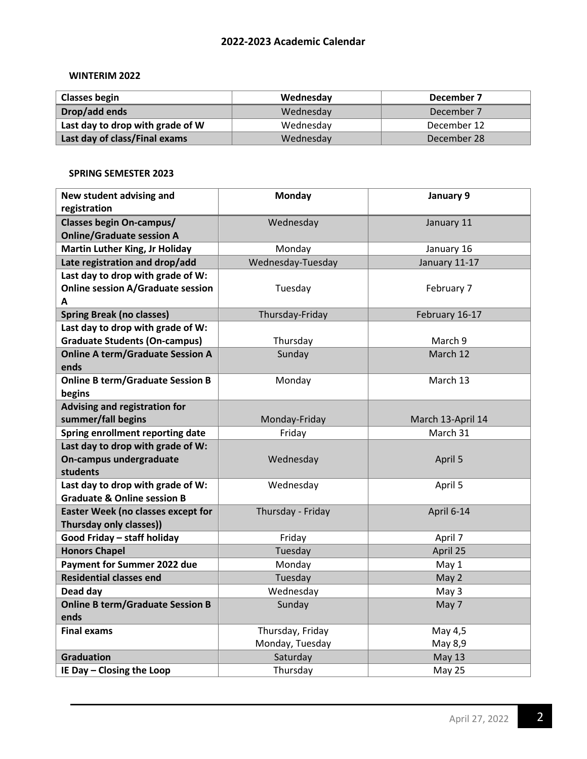# 2022-2023 Academic Calendar

### WINTERIM 2022

| Classes begin | Wednesday | December 7 |
|---|---|---|
| Drop/add ends | Wednesday | December 7 |
| Last day to drop with grade of W | Wednesday | December 12 |
| Last day of class/Final exams | Wednesday | December 28 |

### SPRING SEMESTER 2023

| New student advising and registration | Monday | January 9 |
|---|---|---|
| Classes begin On-campus/ Online/Graduate session A | Wednesday | January 11 |
| Martin Luther King, Jr Holiday | Monday | January 16 |
| Late registration and drop/add | Wednesday-Tuesday | January 11-17 |
| Last day to drop with grade of W: Online session A/Graduate session A | Tuesday | February 7 |
| Spring Break (no classes) | Thursday-Friday | February 16-17 |
| Last day to drop with grade of W: Graduate Students (On-campus) | Thursday | March 9 |
| Online A term/Graduate Session A ends | Sunday | March 12 |
| Online B term/Graduate Session B begins | Monday | March 13 |
| Advising and registration for summer/fall begins | Monday-Friday | March 13-April 14 |
| Spring enrollment reporting date | Friday | March 31 |
| Last day to drop with grade of W: On-campus undergraduate students | Wednesday | April 5 |
| Last day to drop with grade of W: Graduate & Online session B | Wednesday | April 5 |
| Easter Week (no classes except for Thursday only classes)) | Thursday - Friday | April 6-14 |
| Good Friday – staff holiday | Friday | April 7 |
| Honors Chapel | Tuesday | April 25 |
| Payment for Summer 2022 due | Monday | May 1 |
| Residential classes end | Tuesday | May 2 |
| Dead day | Wednesday | May 3 |
| Online B term/Graduate Session B ends | Sunday | May 7 |
| Final exams | Thursday, Friday Monday, Tuesday | May 4,5 May 8,9 |
| Graduation | Saturday | May 13 |
| IE Day – Closing the Loop | Thursday | May 25 |

April 27, 2022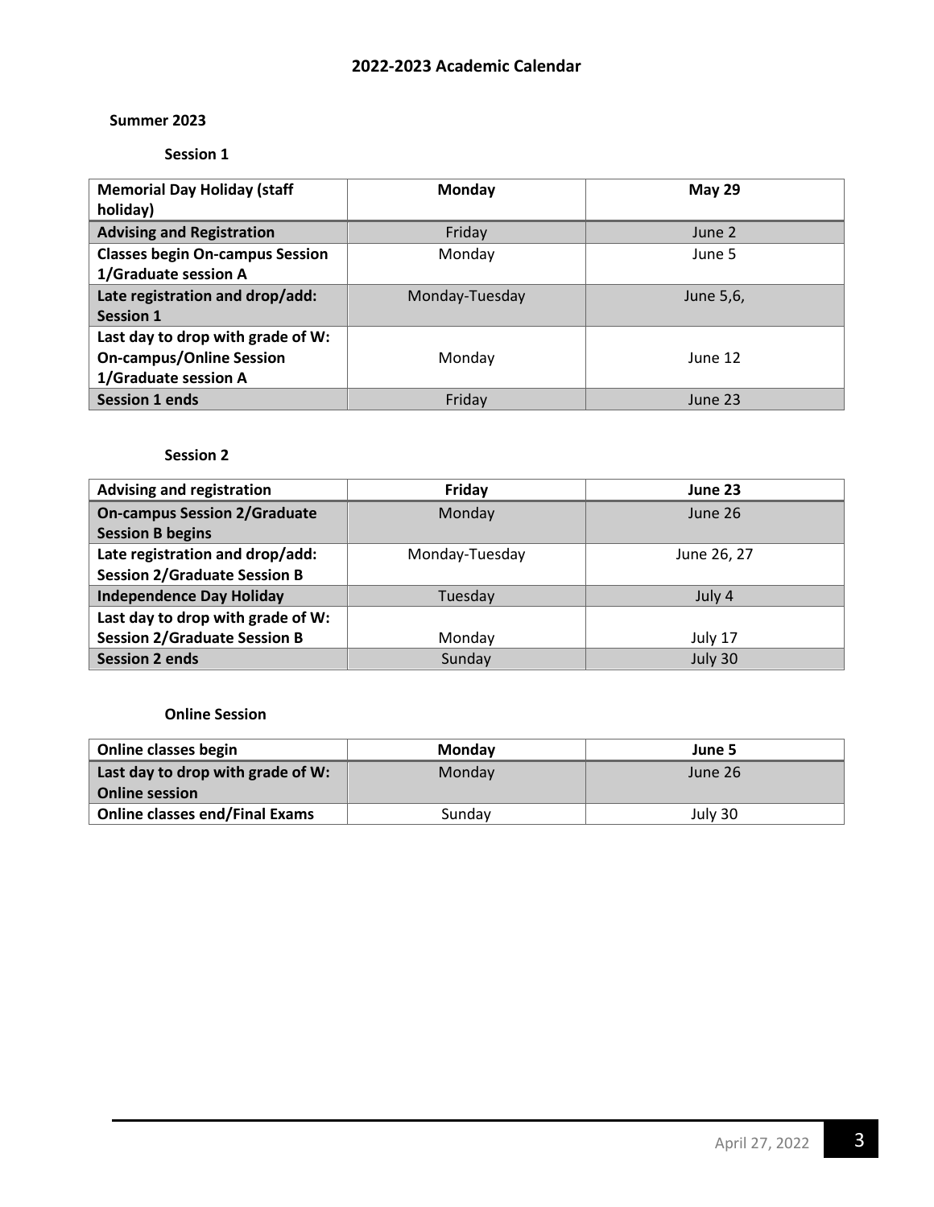## 2022-2023 Academic Calendar

### Summer 2023

#### Session 1

| Memorial Day Holiday (staff holiday) | Monday | May 29 |
|---|---|---|
| **Advising and Registration** | Friday | June 2 |
| **Classes begin On-campus Session 1/Graduate session A** | Monday | June 5 |
| **Late registration and drop/add: Session 1** | Monday-Tuesday | June 5,6, |
| **Last day to drop with grade of W: On-campus/Online Session 1/Graduate session A** | Monday | June 12 |
| **Session 1 ends** | Friday | June 23 |

#### Session 2

| Advising and registration | Friday | June 23 |
|---|---|---|
| **On-campus Session 2/Graduate Session B begins** | Monday | June 26 |
| **Late registration and drop/add: Session 2/Graduate Session B** | Monday-Tuesday | June 26, 27 |
| **Independence Day Holiday** | Tuesday | July 4 |
| **Last day to drop with grade of W: Session 2/Graduate Session B** | Monday | July 17 |
| **Session 2 ends** | Sunday | July 30 |

#### Online Session

| Online classes begin | Monday | June 5 |
|---|---|---|
| **Last day to drop with grade of W: Online session** | Monday | June 26 |
| **Online classes end/Final Exams** | Sunday | July 30 |